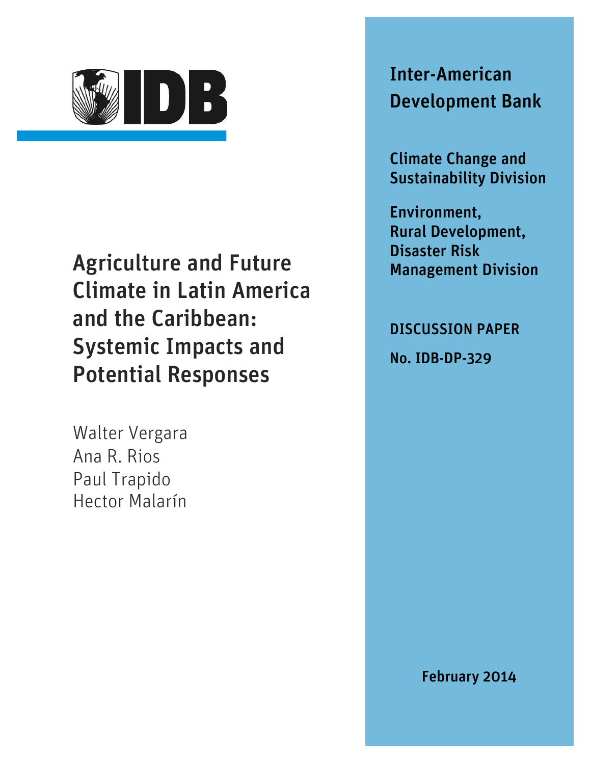# Agriculture and Future Climate in Latin America and the Caribbean: Systemic Impacts and Potential Responses

Walter Vergara
Ana R. Rios
Paul Trapido
Hector Malarín

**Inter-American Development Bank**

**Climate Change and Sustainability Division**

**Environment, Rural Development, Disaster Risk Management Division**

**DISCUSSION PAPER**

**No. IDB-DP-329**

**February 2014**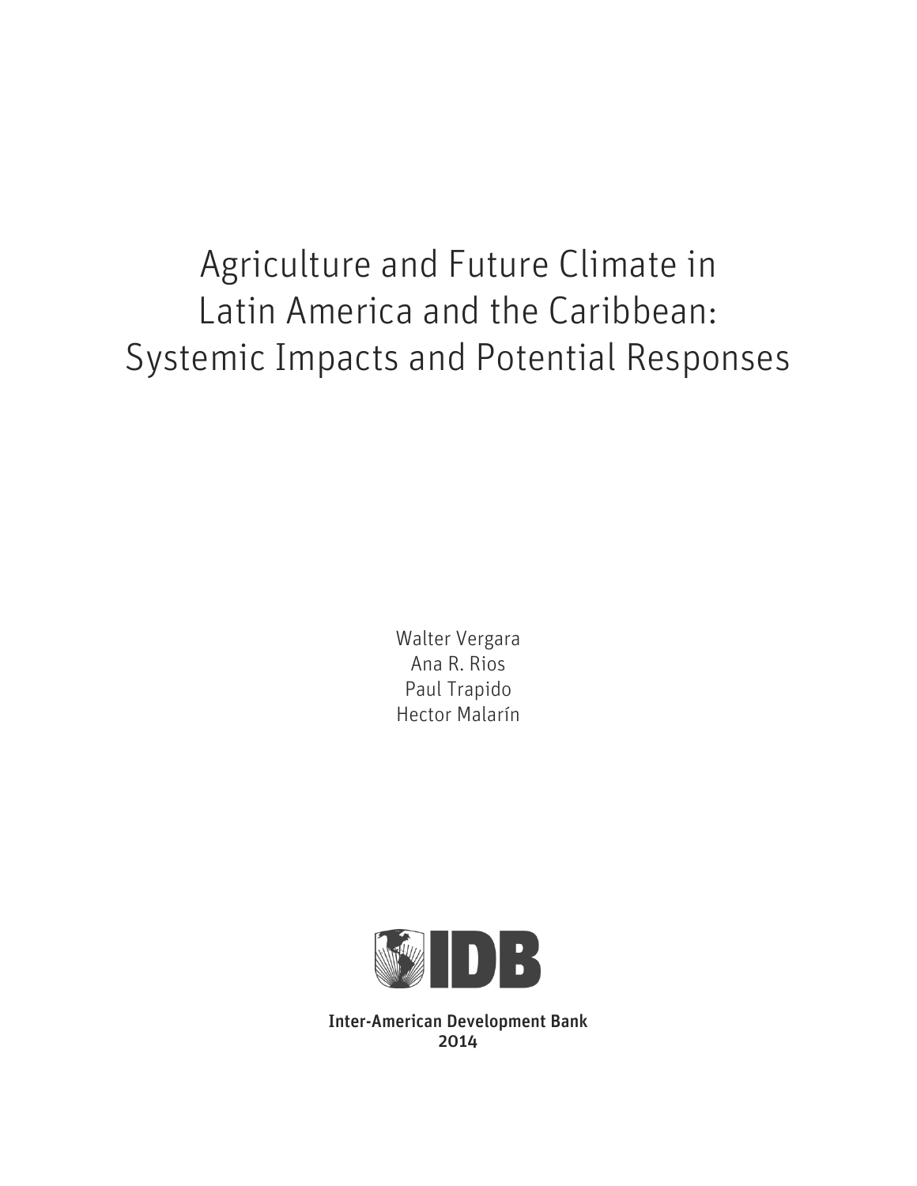# Agriculture and Future Climate in Latin America and the Caribbean: Systemic Impacts and Potential Responses

Walter Vergara
Ana R. Rios
Paul Trapido
Hector Malarín

**Inter-American Development Bank**
**2014**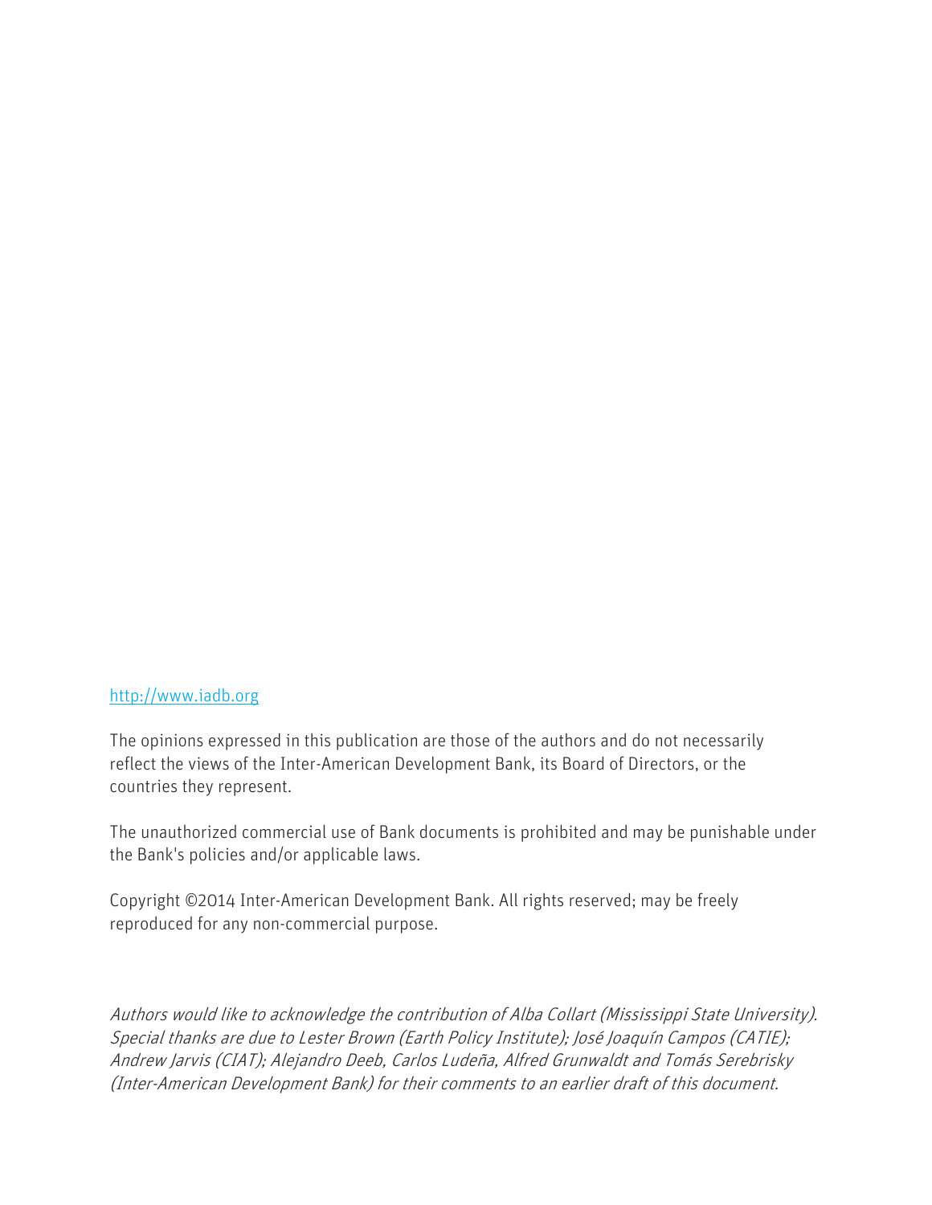http://www.iadb.org

The opinions expressed in this publication are those of the authors and do not necessarily reflect the views of the Inter-American Development Bank, its Board of Directors, or the countries they represent.

The unauthorized commercial use of Bank documents is prohibited and may be punishable under the Bank's policies and/or applicable laws.

Copyright ©2014 Inter-American Development Bank. All rights reserved; may be freely reproduced for any non-commercial purpose.

*Authors would like to acknowledge the contribution of Alba Collart (Mississippi State University). Special thanks are due to Lester Brown (Earth Policy Institute); José Joaquín Campos (CATIE); Andrew Jarvis (CIAT); Alejandro Deeb, Carlos Ludeña, Alfred Grunwaldt and Tomás Serebrisky (Inter-American Development Bank) for their comments to an earlier draft of this document.*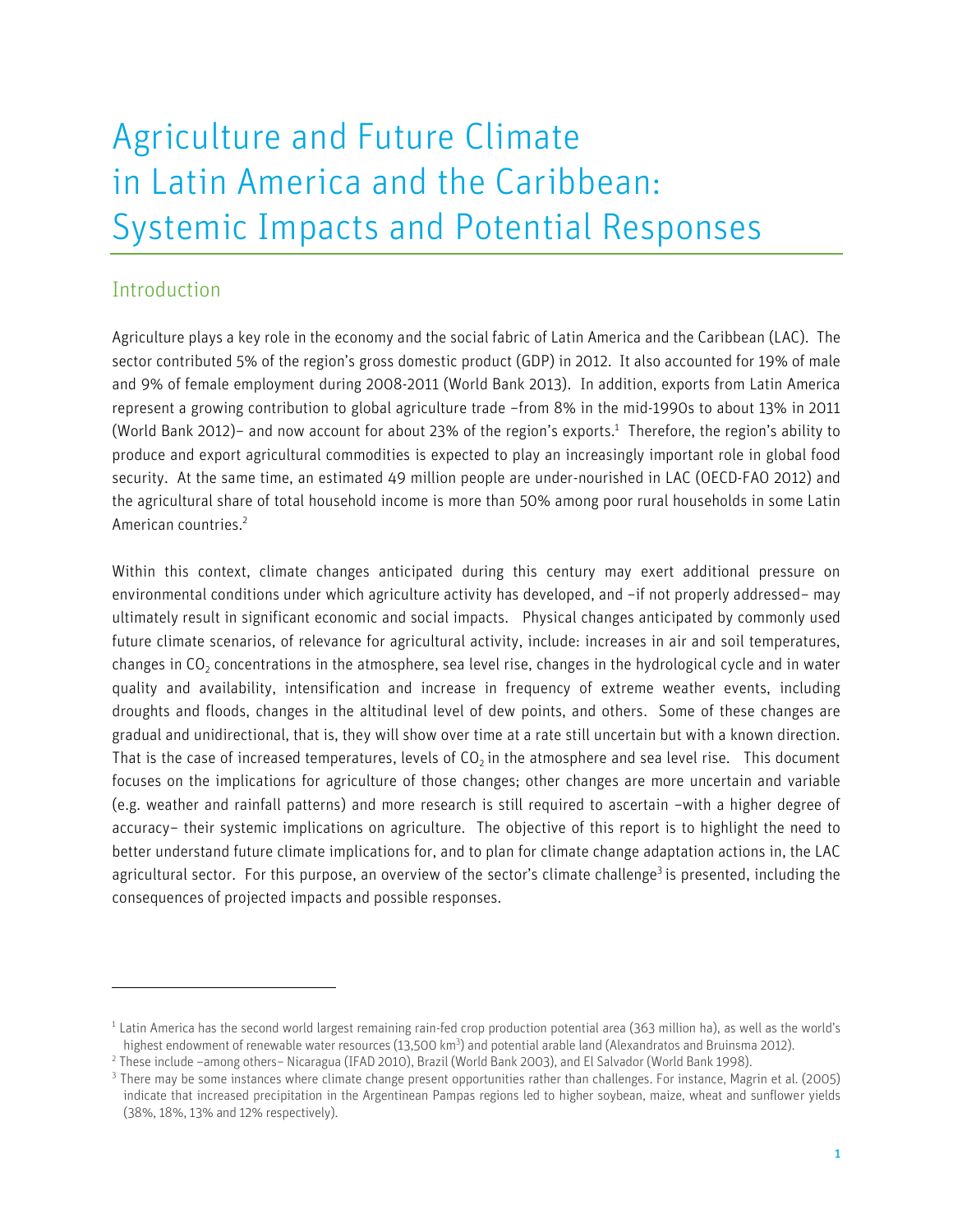# Agriculture and Future Climate in Latin America and the Caribbean: Systemic Impacts and Potential Responses

## Introduction

Agriculture plays a key role in the economy and the social fabric of Latin America and the Caribbean (LAC). The sector contributed 5% of the region's gross domestic product (GDP) in 2012. It also accounted for 19% of male and 9% of female employment during 2008-2011 (World Bank 2013). In addition, exports from Latin America represent a growing contribution to global agriculture trade –from 8% in the mid-1990s to about 13% in 2011 (World Bank 2012)– and now account for about 23% of the region's exports.[1] Therefore, the region's ability to produce and export agricultural commodities is expected to play an increasingly important role in global food security. At the same time, an estimated 49 million people are under-nourished in LAC (OECD-FAO 2012) and the agricultural share of total household income is more than 50% among poor rural households in some Latin American countries.[2]

Within this context, climate changes anticipated during this century may exert additional pressure on environmental conditions under which agriculture activity has developed, and –if not properly addressed– may ultimately result in significant economic and social impacts. Physical changes anticipated by commonly used future climate scenarios, of relevance for agricultural activity, include: increases in air and soil temperatures, changes in $CO_2$ concentrations in the atmosphere, sea level rise, changes in the hydrological cycle and in water quality and availability, intensification and increase in frequency of extreme weather events, including droughts and floods, changes in the altitudinal level of dew points, and others. Some of these changes are gradual and unidirectional, that is, they will show over time at a rate still uncertain but with a known direction. That is the case of increased temperatures, levels of $CO_2$ in the atmosphere and sea level rise. This document focuses on the implications for agriculture of those changes; other changes are more uncertain and variable (e.g. weather and rainfall patterns) and more research is still required to ascertain –with a higher degree of accuracy– their systemic implications on agriculture. The objective of this report is to highlight the need to better understand future climate implications for, and to plan for climate change adaptation actions in, the LAC agricultural sector. For this purpose, an overview of the sector's climate challenge[3] is presented, including the consequences of projected impacts and possible responses.

---

[1] Latin America has the second world largest remaining rain-fed crop production potential area (363 million ha), as well as the world's highest endowment of renewable water resources (13,500 km$^3$) and potential arable land (Alexandratos and Bruinsma 2012).

[2] These include –among others– Nicaragua (IFAD 2010), Brazil (World Bank 2003), and El Salvador (World Bank 1998).

[3] There may be some instances where climate change present opportunities rather than challenges. For instance, Magrin et al. (2005) indicate that increased precipitation in the Argentinean Pampas regions led to higher soybean, maize, wheat and sunflower yields (38%, 18%, 13% and 12% respectively).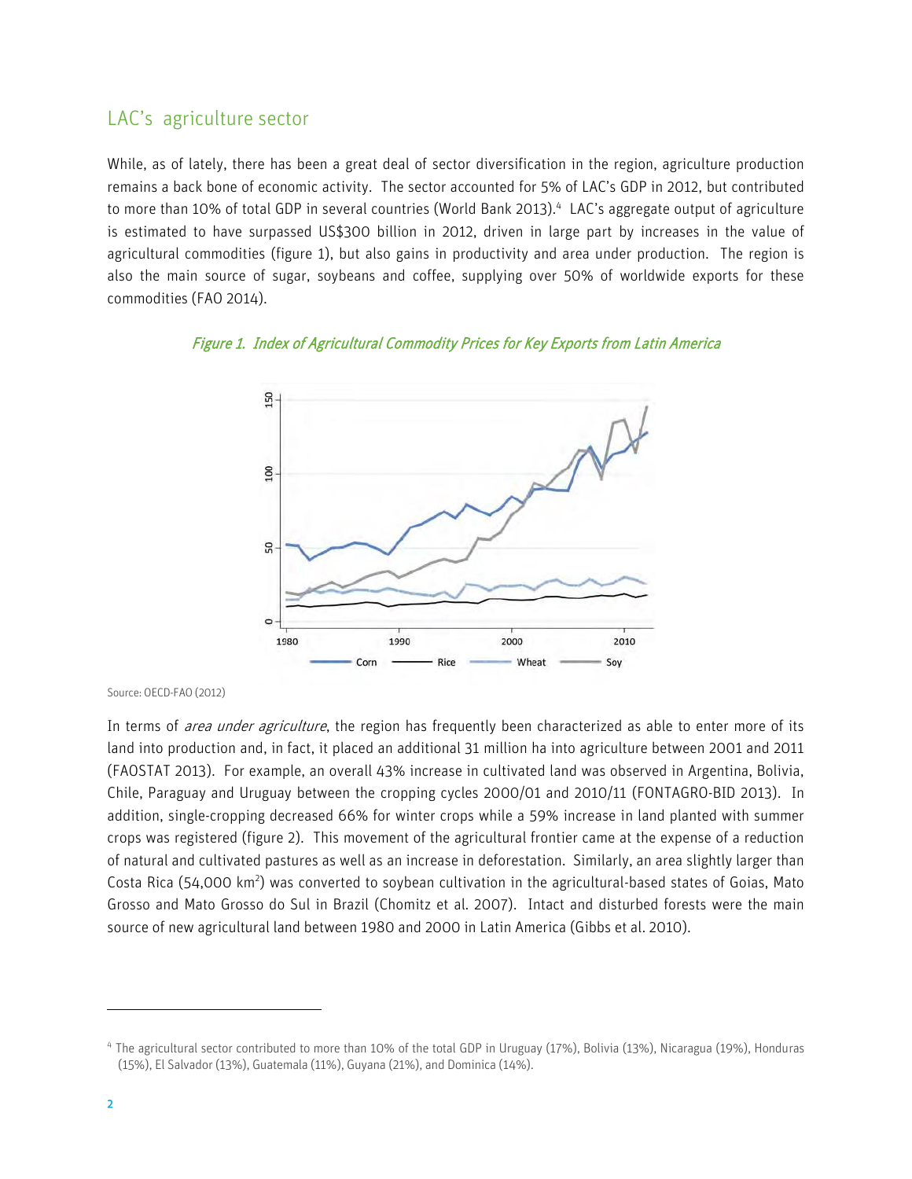## LAC's agriculture sector

While, as of lately, there has been a great deal of sector diversification in the region, agriculture production remains a back bone of economic activity. The sector accounted for 5% of LAC's GDP in 2012, but contributed to more than 10% of total GDP in several countries (World Bank 2013).[4] LAC's aggregate output of agriculture is estimated to have surpassed US$300 billion in 2012, driven in large part by increases in the value of agricultural commodities (figure 1), but also gains in productivity and area under production. The region is also the main source of sugar, soybeans and coffee, supplying over 50% of worldwide exports for these commodities (FAO 2014).

*Figure 1. Index of Agricultural Commodity Prices for Key Exports from Latin America*

Source: OECD-FAO (2012)

In terms of *area under agriculture*, the region has frequently been characterized as able to enter more of its land into production and, in fact, it placed an additional 31 million ha into agriculture between 2001 and 2011 (FAOSTAT 2013). For example, an overall 43% increase in cultivated land was observed in Argentina, Bolivia, Chile, Paraguay and Uruguay between the cropping cycles 2000/01 and 2010/11 (FONTAGRO-BID 2013). In addition, single-cropping decreased 66% for winter crops while a 59% increase in land planted with summer crops was registered (figure 2). This movement of the agricultural frontier came at the expense of a reduction of natural and cultivated pastures as well as an increase in deforestation. Similarly, an area slightly larger than Costa Rica (54,000 km$^2$) was converted to soybean cultivation in the agricultural-based states of Goias, Mato Grosso and Mato Grosso do Sul in Brazil (Chomitz et al. 2007). Intact and disturbed forests were the main source of new agricultural land between 1980 and 2000 in Latin America (Gibbs et al. 2010).

---

[4] The agricultural sector contributed to more than 10% of the total GDP in Uruguay (17%), Bolivia (13%), Nicaragua (19%), Honduras (15%), El Salvador (13%), Guatemala (11%), Guyana (21%), and Dominica (14%).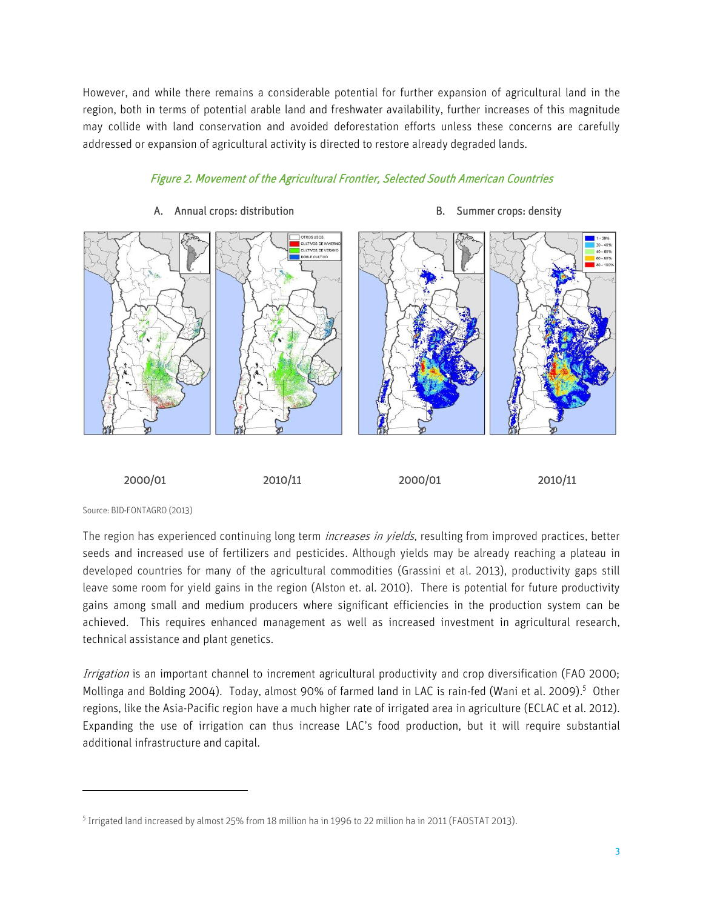However, and while there remains a considerable potential for further expansion of agricultural land in the region, both in terms of potential arable land and freshwater availability, further increases of this magnitude may collide with land conservation and avoided deforestation efforts unless these concerns are carefully addressed or expansion of agricultural activity is directed to restore already degraded lands.

*Figure 2. Movement of the Agricultural Frontier, Selected South American Countries*

A. Annual crops: distribution

B. Summer crops: density

2000/01 2010/11 2000/01 2010/11

Source: BID-FONTAGRO (2013)

The region has experienced continuing long term *increases in yields*, resulting from improved practices, better seeds and increased use of fertilizers and pesticides. Although yields may be already reaching a plateau in developed countries for many of the agricultural commodities (Grassini et al. 2013), productivity gaps still leave some room for yield gains in the region (Alston et. al. 2010). There is potential for future productivity gains among small and medium producers where significant efficiencies in the production system can be achieved. This requires enhanced management as well as increased investment in agricultural research, technical assistance and plant genetics.

*Irrigation* is an important channel to increment agricultural productivity and crop diversification (FAO 2000; Mollinga and Bolding 2004). Today, almost 90% of farmed land in LAC is rain-fed (Wani et al. 2009).[5] Other regions, like the Asia-Pacific region have a much higher rate of irrigated area in agriculture (ECLAC et al. 2012). Expanding the use of irrigation can thus increase LAC's food production, but it will require substantial additional infrastructure and capital.

[5] Irrigated land increased by almost 25% from 18 million ha in 1996 to 22 million ha in 2011 (FAOSTAT 2013).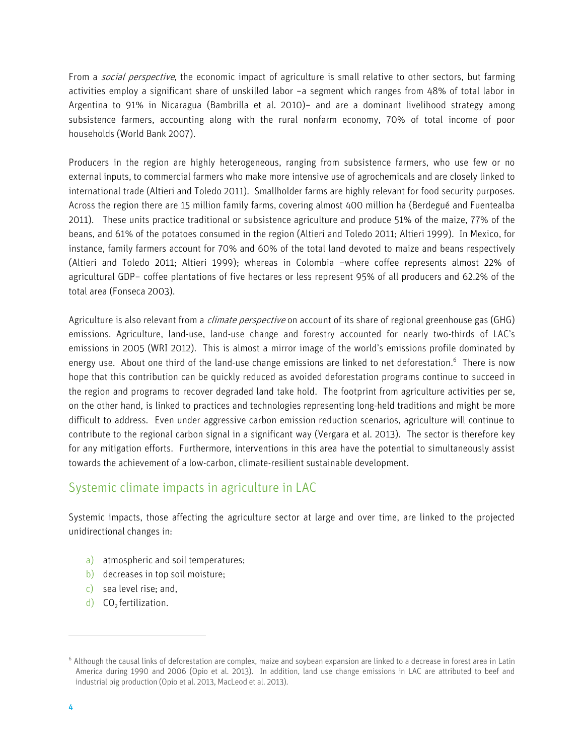From a *social perspective*, the economic impact of agriculture is small relative to other sectors, but farming activities employ a significant share of unskilled labor –a segment which ranges from 48% of total labor in Argentina to 91% in Nicaragua (Bambrilla et al. 2010)– and are a dominant livelihood strategy among subsistence farmers, accounting along with the rural nonfarm economy, 70% of total income of poor households (World Bank 2007).

Producers in the region are highly heterogeneous, ranging from subsistence farmers, who use few or no external inputs, to commercial farmers who make more intensive use of agrochemicals and are closely linked to international trade (Altieri and Toledo 2011). Smallholder farms are highly relevant for food security purposes. Across the region there are 15 million family farms, covering almost 400 million ha (Berdegué and Fuentealba 2011). These units practice traditional or subsistence agriculture and produce 51% of the maize, 77% of the beans, and 61% of the potatoes consumed in the region (Altieri and Toledo 2011; Altieri 1999). In Mexico, for instance, family farmers account for 70% and 60% of the total land devoted to maize and beans respectively (Altieri and Toledo 2011; Altieri 1999); whereas in Colombia –where coffee represents almost 22% of agricultural GDP– coffee plantations of five hectares or less represent 95% of all producers and 62.2% of the total area (Fonseca 2003).

Agriculture is also relevant from a *climate perspective* on account of its share of regional greenhouse gas (GHG) emissions. Agriculture, land-use, land-use change and forestry accounted for nearly two-thirds of LAC's emissions in 2005 (WRI 2012). This is almost a mirror image of the world's emissions profile dominated by energy use. About one third of the land-use change emissions are linked to net deforestation.[6] There is now hope that this contribution can be quickly reduced as avoided deforestation programs continue to succeed in the region and programs to recover degraded land take hold. The footprint from agriculture activities per se, on the other hand, is linked to practices and technologies representing long-held traditions and might be more difficult to address. Even under aggressive carbon emission reduction scenarios, agriculture will continue to contribute to the regional carbon signal in a significant way (Vergara et al. 2013). The sector is therefore key for any mitigation efforts. Furthermore, interventions in this area have the potential to simultaneously assist towards the achievement of a low-carbon, climate-resilient sustainable development.

## Systemic climate impacts in agriculture in LAC

Systemic impacts, those affecting the agriculture sector at large and over time, are linked to the projected unidirectional changes in:

a) atmospheric and soil temperatures;
b) decreases in top soil moisture;
c) sea level rise; and,
d) $CO_2$ fertilization.

---

[6] Although the causal links of deforestation are complex, maize and soybean expansion are linked to a decrease in forest area in Latin America during 1990 and 2006 (Opio et al. 2013). In addition, land use change emissions in LAC are attributed to beef and industrial pig production (Opio et al. 2013, MacLeod et al. 2013).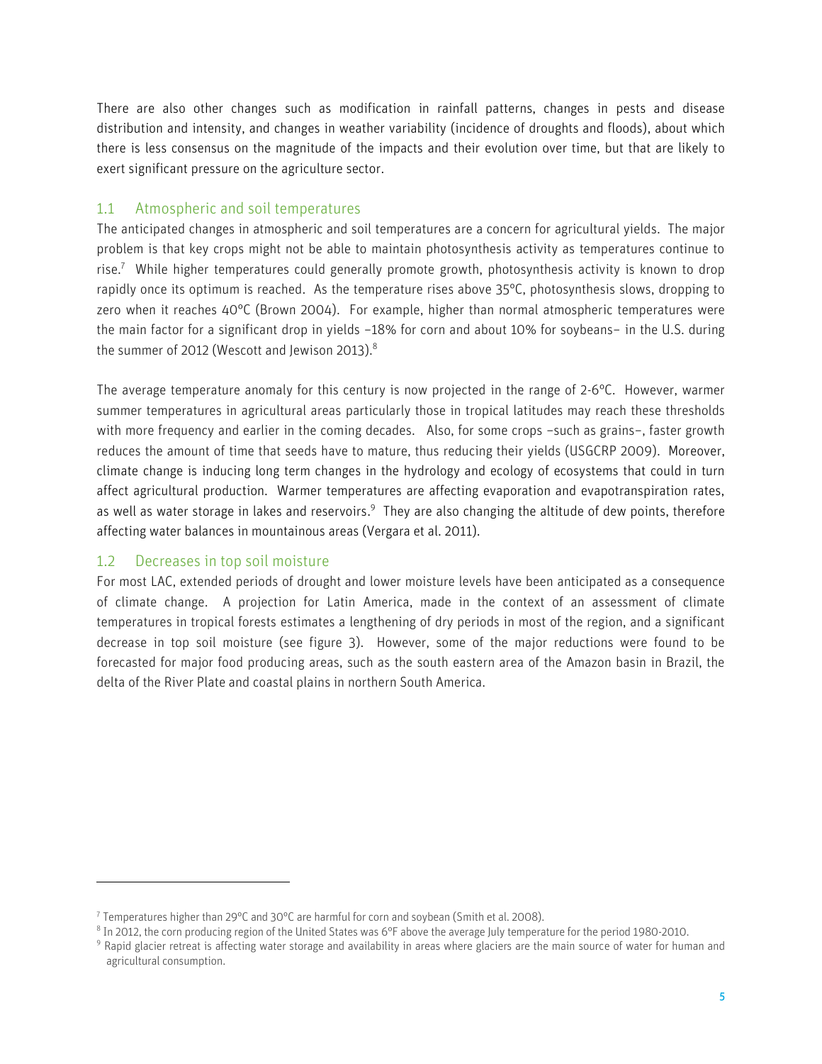There are also other changes such as modification in rainfall patterns, changes in pests and disease distribution and intensity, and changes in weather variability (incidence of droughts and floods), about which there is less consensus on the magnitude of the impacts and their evolution over time, but that are likely to exert significant pressure on the agriculture sector.

## 1.1 Atmospheric and soil temperatures

The anticipated changes in atmospheric and soil temperatures are a concern for agricultural yields. The major problem is that key crops might not be able to maintain photosynthesis activity as temperatures continue to rise.[7] While higher temperatures could generally promote growth, photosynthesis activity is known to drop rapidly once its optimum is reached. As the temperature rises above 35°C, photosynthesis slows, dropping to zero when it reaches 40°C (Brown 2004). For example, higher than normal atmospheric temperatures were the main factor for a significant drop in yields –18% for corn and about 10% for soybeans– in the U.S. during the summer of 2012 (Wescott and Jewison 2013).[8]

The average temperature anomaly for this century is now projected in the range of 2-6°C. However, warmer summer temperatures in agricultural areas particularly those in tropical latitudes may reach these thresholds with more frequency and earlier in the coming decades. Also, for some crops –such as grains–, faster growth reduces the amount of time that seeds have to mature, thus reducing their yields (USGCRP 2009). Moreover, climate change is inducing long term changes in the hydrology and ecology of ecosystems that could in turn affect agricultural production. Warmer temperatures are affecting evaporation and evapotranspiration rates, as well as water storage in lakes and reservoirs.[9] They are also changing the altitude of dew points, therefore affecting water balances in mountainous areas (Vergara et al. 2011).

## 1.2 Decreases in top soil moisture

For most LAC, extended periods of drought and lower moisture levels have been anticipated as a consequence of climate change. A projection for Latin America, made in the context of an assessment of climate temperatures in tropical forests estimates a lengthening of dry periods in most of the region, and a significant decrease in top soil moisture (see figure 3). However, some of the major reductions were found to be forecasted for major food producing areas, such as the south eastern area of the Amazon basin in Brazil, the delta of the River Plate and coastal plains in northern South America.

---

[7] Temperatures higher than 29°C and 30°C are harmful for corn and soybean (Smith et al. 2008).

[8] In 2012, the corn producing region of the United States was 6°F above the average July temperature for the period 1980-2010.

[9] Rapid glacier retreat is affecting water storage and availability in areas where glaciers are the main source of water for human and agricultural consumption.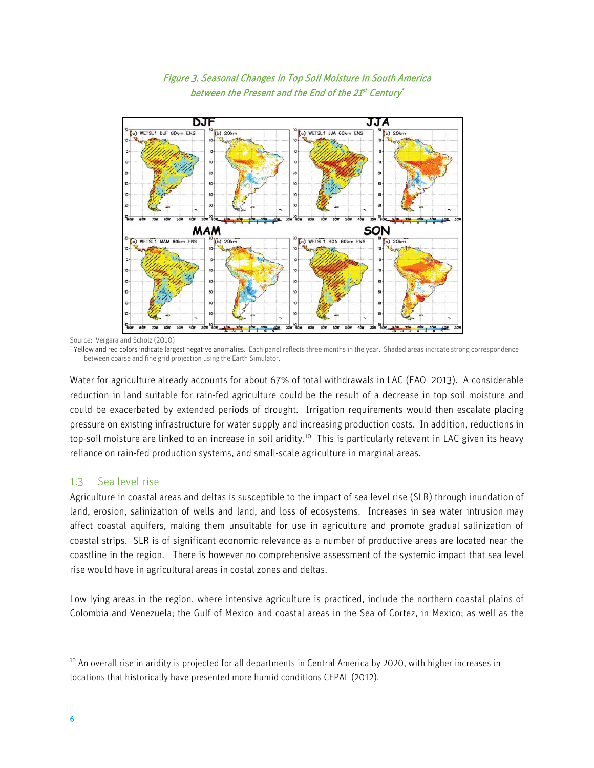*Figure 3. Seasonal Changes in Top Soil Moisture in South America between the Present and the End of the 21st Century**

Source: Vergara and Scholz (2010)

* Yellow and red colors indicate largest negative anomalies. Each panel reflects three months in the year. Shaded areas indicate strong correspondence between coarse and fine grid projection using the Earth Simulator.

Water for agriculture already accounts for about 67% of total withdrawals in LAC (FAO 2013). A considerable reduction in land suitable for rain-fed agriculture could be the result of a decrease in top soil moisture and could be exacerbated by extended periods of drought. Irrigation requirements would then escalate placing pressure on existing infrastructure for water supply and increasing production costs. In addition, reductions in top-soil moisture are linked to an increase in soil aridity.[10] This is particularly relevant in LAC given its heavy reliance on rain-fed production systems, and small-scale agriculture in marginal areas.

## 1.3 Sea level rise

Agriculture in coastal areas and deltas is susceptible to the impact of sea level rise (SLR) through inundation of land, erosion, salinization of wells and land, and loss of ecosystems. Increases in sea water intrusion may affect coastal aquifers, making them unsuitable for use in agriculture and promote gradual salinization of coastal strips. SLR is of significant economic relevance as a number of productive areas are located near the coastline in the region. There is however no comprehensive assessment of the systemic impact that sea level rise would have in agricultural areas in costal zones and deltas.

Low lying areas in the region, where intensive agriculture is practiced, include the northern coastal plains of Colombia and Venezuela; the Gulf of Mexico and coastal areas in the Sea of Cortez, in Mexico; as well as the

[10] An overall rise in aridity is projected for all departments in Central America by 2020, with higher increases in locations that historically have presented more humid conditions CEPAL (2012).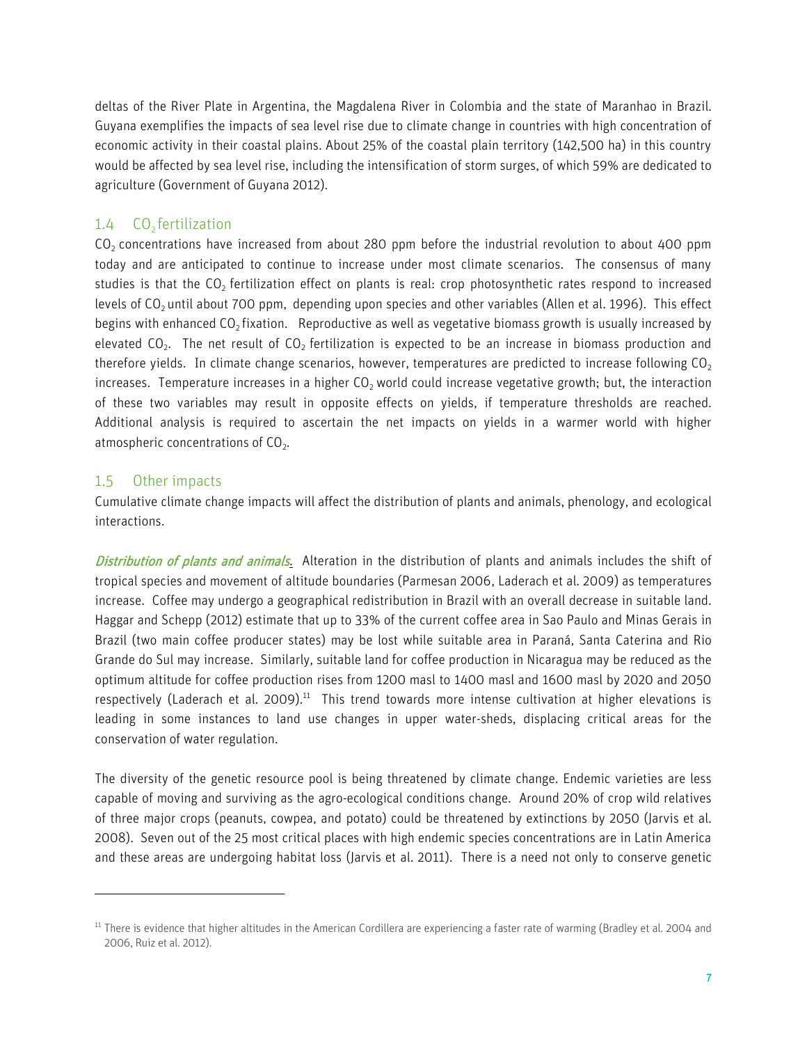deltas of the River Plate in Argentina, the Magdalena River in Colombia and the state of Maranhao in Brazil. Guyana exemplifies the impacts of sea level rise due to climate change in countries with high concentration of economic activity in their coastal plains. About 25% of the coastal plain territory (142,500 ha) in this country would be affected by sea level rise, including the intensification of storm surges, of which 59% are dedicated to agriculture (Government of Guyana 2012).

## 1.4 $CO_2$ fertilization

$CO_2$ concentrations have increased from about 280 ppm before the industrial revolution to about 400 ppm today and are anticipated to continue to increase under most climate scenarios. The consensus of many studies is that the $CO_2$ fertilization effect on plants is real: crop photosynthetic rates respond to increased levels of $CO_2$ until about 700 ppm, depending upon species and other variables (Allen et al. 1996). This effect begins with enhanced $CO_2$ fixation. Reproductive as well as vegetative biomass growth is usually increased by elevated $CO_2$. The net result of $CO_2$ fertilization is expected to be an increase in biomass production and therefore yields. In climate change scenarios, however, temperatures are predicted to increase following $CO_2$ increases. Temperature increases in a higher $CO_2$ world could increase vegetative growth; but, the interaction of these two variables may result in opposite effects on yields, if temperature thresholds are reached. Additional analysis is required to ascertain the net impacts on yields in a warmer world with higher atmospheric concentrations of $CO_2$.

## 1.5 Other impacts

Cumulative climate change impacts will affect the distribution of plants and animals, phenology, and ecological interactions.

*Distribution of plants and animals*. Alteration in the distribution of plants and animals includes the shift of tropical species and movement of altitude boundaries (Parmesan 2006, Laderach et al. 2009) as temperatures increase. Coffee may undergo a geographical redistribution in Brazil with an overall decrease in suitable land. Haggar and Schepp (2012) estimate that up to 33% of the current coffee area in Sao Paulo and Minas Gerais in Brazil (two main coffee producer states) may be lost while suitable area in Paraná, Santa Caterina and Rio Grande do Sul may increase. Similarly, suitable land for coffee production in Nicaragua may be reduced as the optimum altitude for coffee production rises from 1200 masl to 1400 masl and 1600 masl by 2020 and 2050 respectively (Laderach et al. 2009).[11] This trend towards more intense cultivation at higher elevations is leading in some instances to land use changes in upper water-sheds, displacing critical areas for the conservation of water regulation.

The diversity of the genetic resource pool is being threatened by climate change. Endemic varieties are less capable of moving and surviving as the agro-ecological conditions change. Around 20% of crop wild relatives of three major crops (peanuts, cowpea, and potato) could be threatened by extinctions by 2050 (Jarvis et al. 2008). Seven out of the 25 most critical places with high endemic species concentrations are in Latin America and these areas are undergoing habitat loss (Jarvis et al. 2011). There is a need not only to conserve genetic

---

[11] There is evidence that higher altitudes in the American Cordillera are experiencing a faster rate of warming (Bradley et al. 2004 and 2006, Ruiz et al. 2012).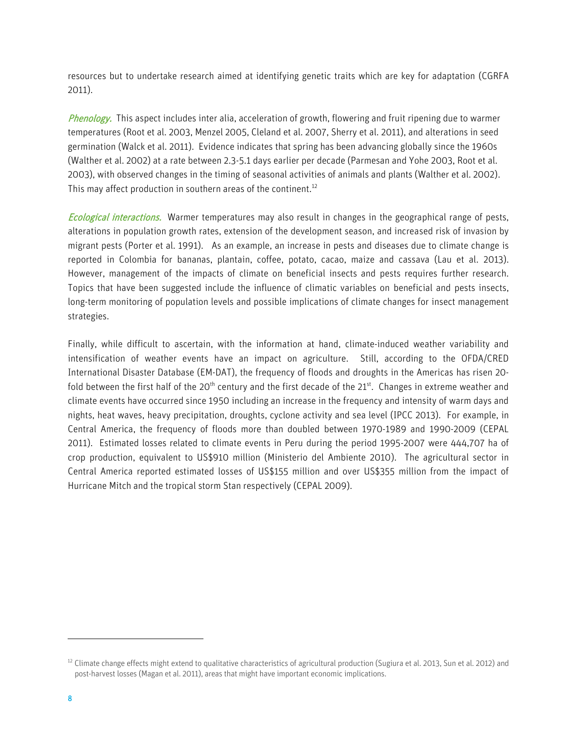resources but to undertake research aimed at identifying genetic traits which are key for adaptation (CGRFA 2011).

*Phenology.* This aspect includes inter alia, acceleration of growth, flowering and fruit ripening due to warmer temperatures (Root et al. 2003, Menzel 2005, Cleland et al. 2007, Sherry et al. 2011), and alterations in seed germination (Walck et al. 2011). Evidence indicates that spring has been advancing globally since the 1960s (Walther et al. 2002) at a rate between 2.3-5.1 days earlier per decade (Parmesan and Yohe 2003, Root et al. 2003), with observed changes in the timing of seasonal activities of animals and plants (Walther et al. 2002). This may affect production in southern areas of the continent.[12]

*Ecological interactions.* Warmer temperatures may also result in changes in the geographical range of pests, alterations in population growth rates, extension of the development season, and increased risk of invasion by migrant pests (Porter et al. 1991). As an example, an increase in pests and diseases due to climate change is reported in Colombia for bananas, plantain, coffee, potato, cacao, maize and cassava (Lau et al. 2013). However, management of the impacts of climate on beneficial insects and pests requires further research. Topics that have been suggested include the influence of climatic variables on beneficial and pests insects, long-term monitoring of population levels and possible implications of climate changes for insect management strategies.

Finally, while difficult to ascertain, with the information at hand, climate-induced weather variability and intensification of weather events have an impact on agriculture. Still, according to the OFDA/CRED International Disaster Database (EM-DAT), the frequency of floods and droughts in the Americas has risen 20-fold between the first half of the 20th century and the first decade of the 21st. Changes in extreme weather and climate events have occurred since 1950 including an increase in the frequency and intensity of warm days and nights, heat waves, heavy precipitation, droughts, cyclone activity and sea level (IPCC 2013). For example, in Central America, the frequency of floods more than doubled between 1970-1989 and 1990-2009 (CEPAL 2011). Estimated losses related to climate events in Peru during the period 1995-2007 were 444,707 ha of crop production, equivalent to US$910 million (Ministerio del Ambiente 2010). The agricultural sector in Central America reported estimated losses of US$155 million and over US$355 million from the impact of Hurricane Mitch and the tropical storm Stan respectively (CEPAL 2009).

---

[12] Climate change effects might extend to qualitative characteristics of agricultural production (Sugiura et al. 2013, Sun et al. 2012) and post-harvest losses (Magan et al. 2011), areas that might have important economic implications.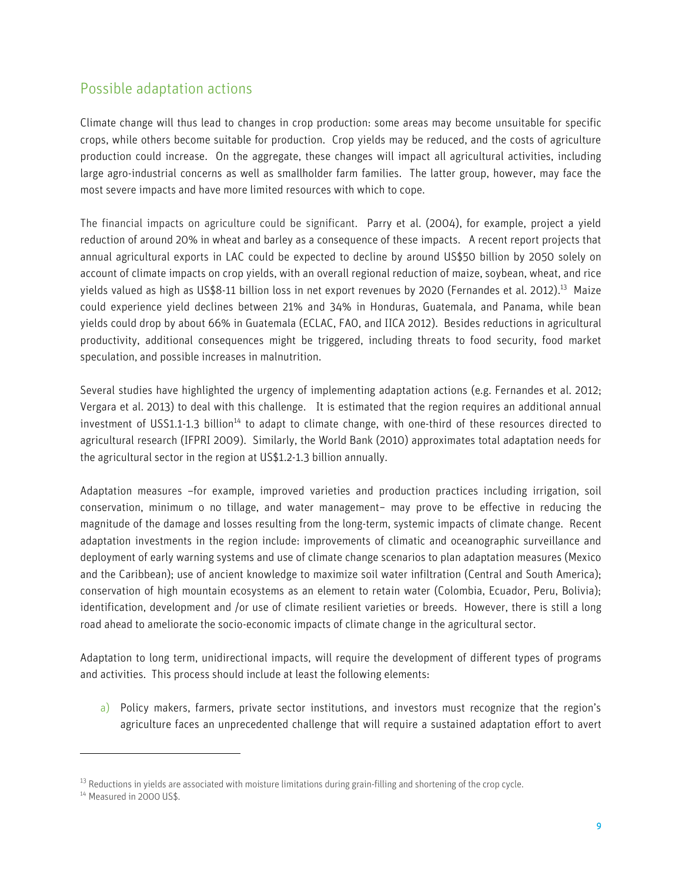## Possible adaptation actions

Climate change will thus lead to changes in crop production: some areas may become unsuitable for specific crops, while others become suitable for production. Crop yields may be reduced, and the costs of agriculture production could increase. On the aggregate, these changes will impact all agricultural activities, including large agro-industrial concerns as well as smallholder farm families. The latter group, however, may face the most severe impacts and have more limited resources with which to cope.

The financial impacts on agriculture could be significant. Parry et al. (2004), for example, project a yield reduction of around 20% in wheat and barley as a consequence of these impacts. A recent report projects that annual agricultural exports in LAC could be expected to decline by around US$50 billion by 2050 solely on account of climate impacts on crop yields, with an overall regional reduction of maize, soybean, wheat, and rice yields valued as high as US$8-11 billion loss in net export revenues by 2020 (Fernandes et al. 2012).[13] Maize could experience yield declines between 21% and 34% in Honduras, Guatemala, and Panama, while bean yields could drop by about 66% in Guatemala (ECLAC, FAO, and IICA 2012). Besides reductions in agricultural productivity, additional consequences might be triggered, including threats to food security, food market speculation, and possible increases in malnutrition.

Several studies have highlighted the urgency of implementing adaptation actions (e.g. Fernandes et al. 2012; Vergara et al. 2013) to deal with this challenge. It is estimated that the region requires an additional annual investment of US$1.1-1.3 billion[14] to adapt to climate change, with one-third of these resources directed to agricultural research (IFPRI 2009). Similarly, the World Bank (2010) approximates total adaptation needs for the agricultural sector in the region at US$1.2-1.3 billion annually.

Adaptation measures –for example, improved varieties and production practices including irrigation, soil conservation, minimum o no tillage, and water management– may prove to be effective in reducing the magnitude of the damage and losses resulting from the long-term, systemic impacts of climate change. Recent adaptation investments in the region include: improvements of climatic and oceanographic surveillance and deployment of early warning systems and use of climate change scenarios to plan adaptation measures (Mexico and the Caribbean); use of ancient knowledge to maximize soil water infiltration (Central and South America); conservation of high mountain ecosystems as an element to retain water (Colombia, Ecuador, Peru, Bolivia); identification, development and /or use of climate resilient varieties or breeds. However, there is still a long road ahead to ameliorate the socio-economic impacts of climate change in the agricultural sector.

Adaptation to long term, unidirectional impacts, will require the development of different types of programs and activities. This process should include at least the following elements:

a) Policy makers, farmers, private sector institutions, and investors must recognize that the region's agriculture faces an unprecedented challenge that will require a sustained adaptation effort to avert

---

[13] Reductions in yields are associated with moisture limitations during grain-filling and shortening of the crop cycle.

[14] Measured in 2000 US$.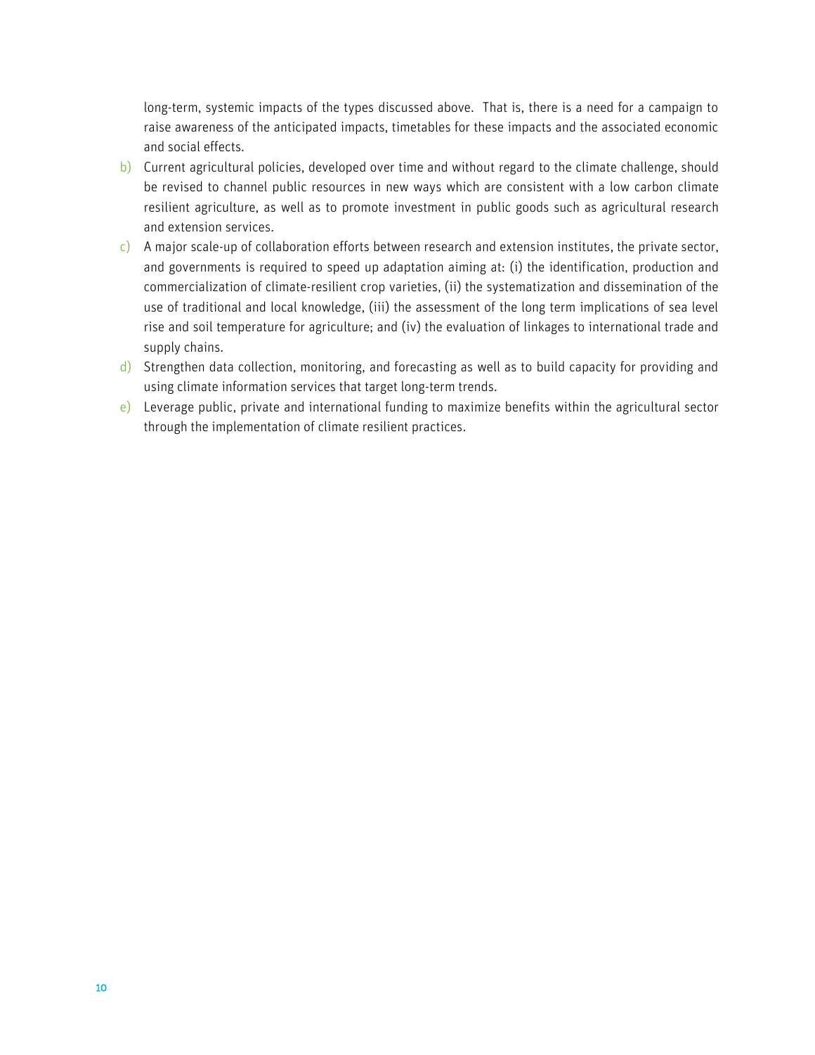long-term, systemic impacts of the types discussed above. That is, there is a need for a campaign to raise awareness of the anticipated impacts, timetables for these impacts and the associated economic and social effects.

b) Current agricultural policies, developed over time and without regard to the climate challenge, should be revised to channel public resources in new ways which are consistent with a low carbon climate resilient agriculture, as well as to promote investment in public goods such as agricultural research and extension services.

c) A major scale-up of collaboration efforts between research and extension institutes, the private sector, and governments is required to speed up adaptation aiming at: (i) the identification, production and commercialization of climate-resilient crop varieties, (ii) the systematization and dissemination of the use of traditional and local knowledge, (iii) the assessment of the long term implications of sea level rise and soil temperature for agriculture; and (iv) the evaluation of linkages to international trade and supply chains.

d) Strengthen data collection, monitoring, and forecasting as well as to build capacity for providing and using climate information services that target long-term trends.

e) Leverage public, private and international funding to maximize benefits within the agricultural sector through the implementation of climate resilient practices.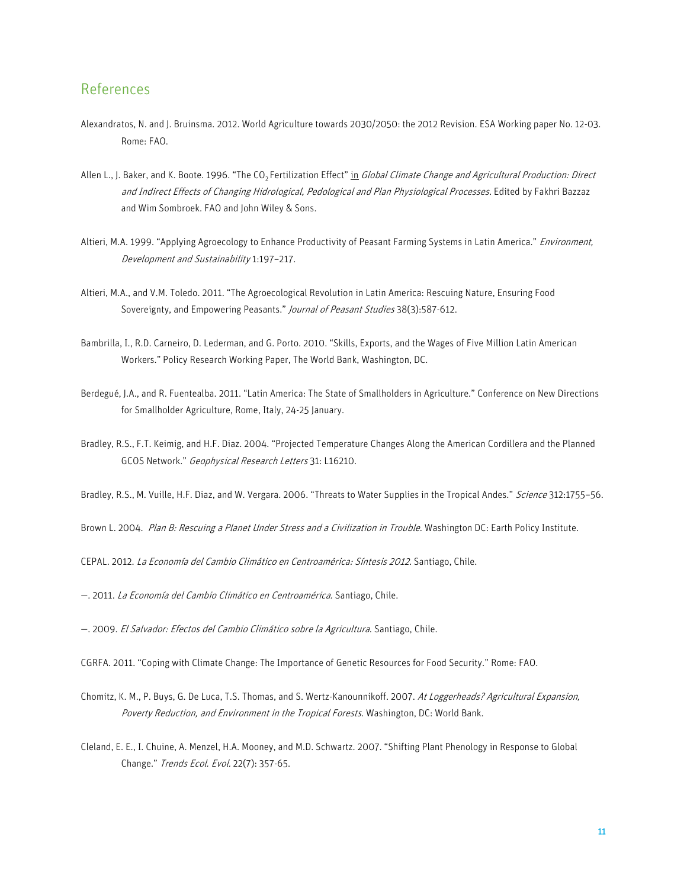## References

Alexandratos, N. and J. Bruinsma. 2012. World Agriculture towards 2030/2050: the 2012 Revision. ESA Working paper No. 12-03. Rome: FAO.

Allen L., J. Baker, and K. Boote. 1996. "The $CO_2$ Fertilization Effect" in *Global Climate Change and Agricultural Production: Direct and Indirect Effects of Changing Hidrological, Pedological and Plan Physiological Processes*. Edited by Fakhri Bazzaz and Wim Sombroek. FAO and John Wiley & Sons.

Altieri, M.A. 1999. "Applying Agroecology to Enhance Productivity of Peasant Farming Systems in Latin America." *Environment, Development and Sustainability* 1:197–217.

Altieri, M.A., and V.M. Toledo. 2011. "The Agroecological Revolution in Latin America: Rescuing Nature, Ensuring Food Sovereignty, and Empowering Peasants." *Journal of Peasant Studies* 38(3):587-612.

Bambrilla, I., R.D. Carneiro, D. Lederman, and G. Porto. 2010. "Skills, Exports, and the Wages of Five Million Latin American Workers." Policy Research Working Paper, The World Bank, Washington, DC.

Berdegué, J.A., and R. Fuentealba. 2011. "Latin America: The State of Smallholders in Agriculture." Conference on New Directions for Smallholder Agriculture, Rome, Italy, 24-25 January.

Bradley, R.S., F.T. Keimig, and H.F. Diaz. 2004. "Projected Temperature Changes Along the American Cordillera and the Planned GCOS Network." *Geophysical Research Letters* 31: L16210.

Bradley, R.S., M. Vuille, H.F. Diaz, and W. Vergara. 2006. "Threats to Water Supplies in the Tropical Andes." *Science* 312:1755–56.

Brown L. 2004. *Plan B: Rescuing a Planet Under Stress and a Civilization in Trouble*. Washington DC: Earth Policy Institute.

CEPAL. 2012. *La Economía del Cambio Climático en Centroamérica: Síntesis 2012*. Santiago, Chile.

—. 2011. *La Economía del Cambio Climático en Centroamérica*. Santiago, Chile.

—. 2009. *El Salvador: Efectos del Cambio Climático sobre la Agricultura*. Santiago, Chile.

CGRFA. 2011. "Coping with Climate Change: The Importance of Genetic Resources for Food Security." Rome: FAO.

Chomitz, K. M., P. Buys, G. De Luca, T.S. Thomas, and S. Wertz-Kanounnikoff. 2007. *At Loggerheads? Agricultural Expansion, Poverty Reduction, and Environment in the Tropical Forests*. Washington, DC: World Bank.

Cleland, E. E., I. Chuine, A. Menzel, H.A. Mooney, and M.D. Schwartz. 2007. "Shifting Plant Phenology in Response to Global Change." *Trends Ecol. Evol.* 22(7): 357-65.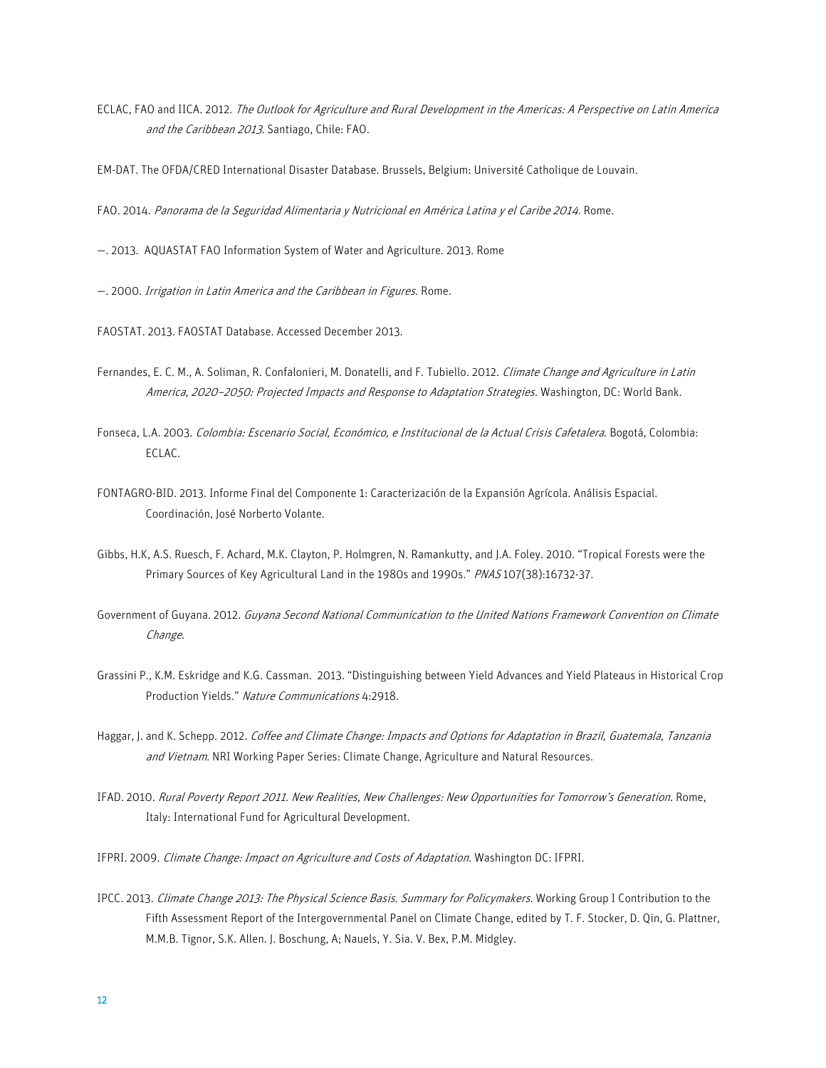ECLAC, FAO and IICA. 2012. *The Outlook for Agriculture and Rural Development in the Americas: A Perspective on Latin America and the Caribbean 2013.* Santiago, Chile: FAO.

EM-DAT. The OFDA/CRED International Disaster Database. Brussels, Belgium: Université Catholique de Louvain.

FAO. 2014. *Panorama de la Seguridad Alimentaria y Nutricional en América Latina y el Caribe 2014.* Rome.

—. 2013. AQUASTAT FAO Information System of Water and Agriculture. 2013. Rome

—. 2000. *Irrigation in Latin America and the Caribbean in Figures*. Rome.

FAOSTAT. 2013. FAOSTAT Database. Accessed December 2013.

Fernandes, E. C. M., A. Soliman, R. Confalonieri, M. Donatelli, and F. Tubiello. 2012. *Climate Change and Agriculture in Latin America, 2020–2050: Projected Impacts and Response to Adaptation Strategies*. Washington, DC: World Bank.

Fonseca, L.A. 2003. *Colombia: Escenario Social, Económico, e Institucional de la Actual Crisis Cafetalera*. Bogotá, Colombia: ECLAC.

FONTAGRO-BID. 2013. Informe Final del Componente 1: Caracterización de la Expansión Agrícola. Análisis Espacial. Coordinación, José Norberto Volante.

Gibbs, H.K, A.S. Ruesch, F. Achard, M.K. Clayton, P. Holmgren, N. Ramankutty, and J.A. Foley. 2010. "Tropical Forests were the Primary Sources of Key Agricultural Land in the 1980s and 1990s." *PNAS* 107(38):16732-37.

Government of Guyana. 2012. *Guyana Second National Communication to the United Nations Framework Convention on Climate Change*.

Grassini P., K.M. Eskridge and K.G. Cassman. 2013. "Distinguishing between Yield Advances and Yield Plateaus in Historical Crop Production Yields." *Nature Communications* 4:2918.

Haggar, J. and K. Schepp. 2012. *Coffee and Climate Change: Impacts and Options for Adaptation in Brazil, Guatemala, Tanzania and Vietnam.* NRI Working Paper Series: Climate Change, Agriculture and Natural Resources.

IFAD. 2010. *Rural Poverty Report 2011. New Realities, New Challenges: New Opportunities for Tomorrow's Generation.* Rome, Italy: International Fund for Agricultural Development.

IFPRI. 2009. *Climate Change: Impact on Agriculture and Costs of Adaptation*. Washington DC: IFPRI.

IPCC. 2013. *Climate Change 2013: The Physical Science Basis. Summary for Policymakers.* Working Group I Contribution to the Fifth Assessment Report of the Intergovernmental Panel on Climate Change, edited by T. F. Stocker, D. Qin, G. Plattner, M.M.B. Tignor, S.K. Allen. J. Boschung, A; Nauels, Y. Sia. V. Bex, P.M. Midgley.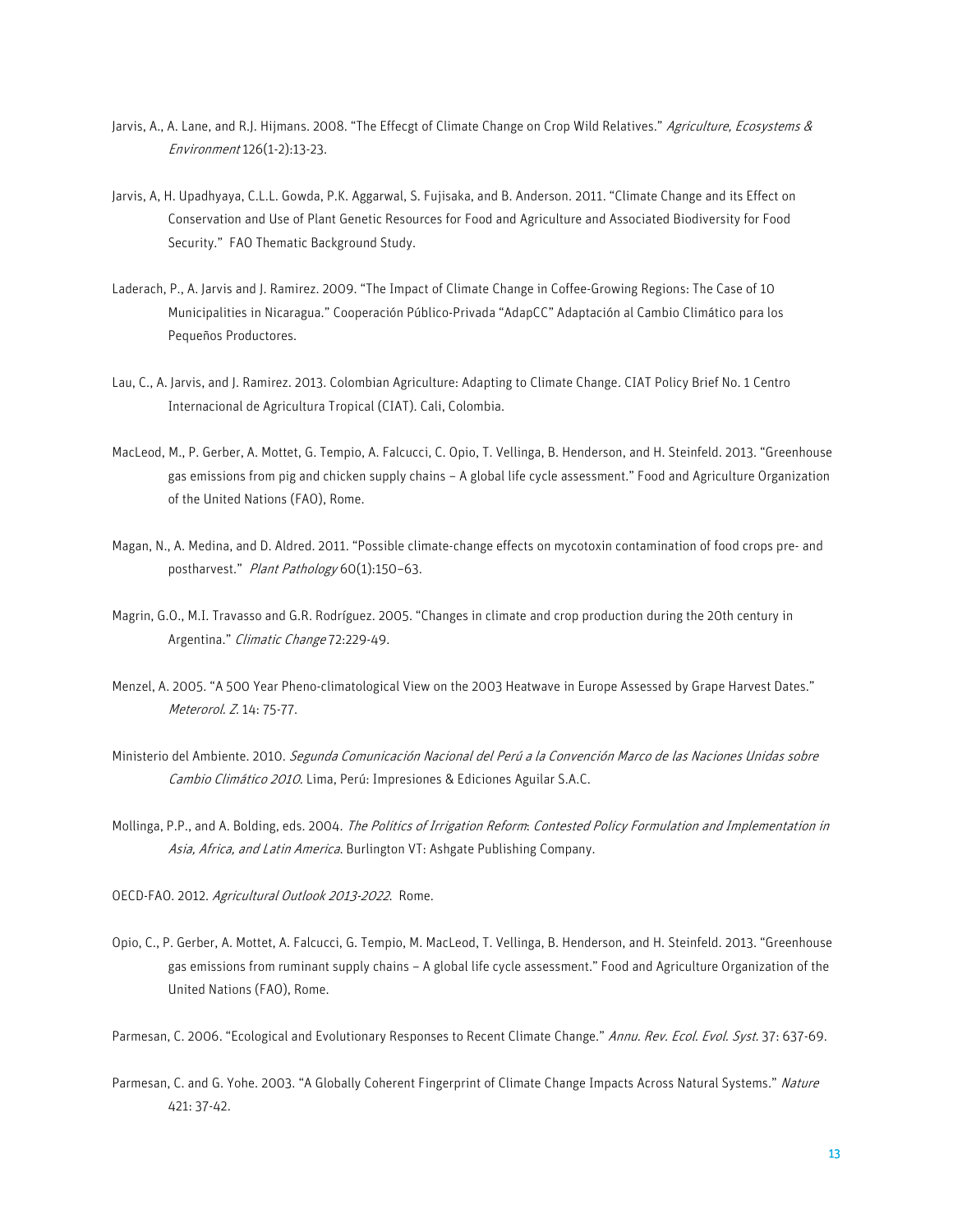Jarvis, A., A. Lane, and R.J. Hijmans. 2008. "The Effecgt of Climate Change on Crop Wild Relatives." *Agriculture, Ecosystems & Environment* 126(1-2):13-23.

Jarvis, A, H. Upadhyaya, C.L.L. Gowda, P.K. Aggarwal, S. Fujisaka, and B. Anderson. 2011. "Climate Change and its Effect on Conservation and Use of Plant Genetic Resources for Food and Agriculture and Associated Biodiversity for Food Security." FAO Thematic Background Study.

Laderach, P., A. Jarvis and J. Ramirez. 2009. "The Impact of Climate Change in Coffee-Growing Regions: The Case of 10 Municipalities in Nicaragua." Cooperación Público-Privada "AdapCC" Adaptación al Cambio Climático para los Pequeños Productores.

Lau, C., A. Jarvis, and J. Ramirez. 2013. Colombian Agriculture: Adapting to Climate Change. CIAT Policy Brief No. 1 Centro Internacional de Agricultura Tropical (CIAT). Cali, Colombia.

MacLeod, M., P. Gerber, A. Mottet, G. Tempio, A. Falcucci, C. Opio, T. Vellinga, B. Henderson, and H. Steinfeld. 2013. "Greenhouse gas emissions from pig and chicken supply chains – A global life cycle assessment." Food and Agriculture Organization of the United Nations (FAO), Rome.

Magan, N., A. Medina, and D. Aldred. 2011. "Possible climate-change effects on mycotoxin contamination of food crops pre- and postharvest." *Plant Pathology* 60(1):150–63.

Magrin, G.O., M.I. Travasso and G.R. Rodríguez. 2005. "Changes in climate and crop production during the 20th century in Argentina." *Climatic Change* 72:229-49.

Menzel, A. 2005. "A 500 Year Pheno-climatological View on the 2003 Heatwave in Europe Assessed by Grape Harvest Dates." *Meterorol. Z.* 14: 75-77.

Ministerio del Ambiente. 2010. *Segunda Comunicación Nacional del Perú a la Convención Marco de las Naciones Unidas sobre Cambio Climático 2010*. Lima, Perú: Impresiones & Ediciones Aguilar S.A.C.

Mollinga, P.P., and A. Bolding, eds. 2004. *The Politics of Irrigation Reform: Contested Policy Formulation and Implementation in Asia, Africa, and Latin America*. Burlington VT: Ashgate Publishing Company.

OECD-FAO. 2012. *Agricultural Outlook 2013-2022*. Rome.

Opio, C., P. Gerber, A. Mottet, A. Falcucci, G. Tempio, M. MacLeod, T. Vellinga, B. Henderson, and H. Steinfeld. 2013. "Greenhouse gas emissions from ruminant supply chains – A global life cycle assessment." Food and Agriculture Organization of the United Nations (FAO), Rome.

Parmesan, C. 2006. "Ecological and Evolutionary Responses to Recent Climate Change." *Annu. Rev. Ecol. Evol. Syst.* 37: 637-69.

Parmesan, C. and G. Yohe. 2003. "A Globally Coherent Fingerprint of Climate Change Impacts Across Natural Systems." *Nature* 421: 37-42.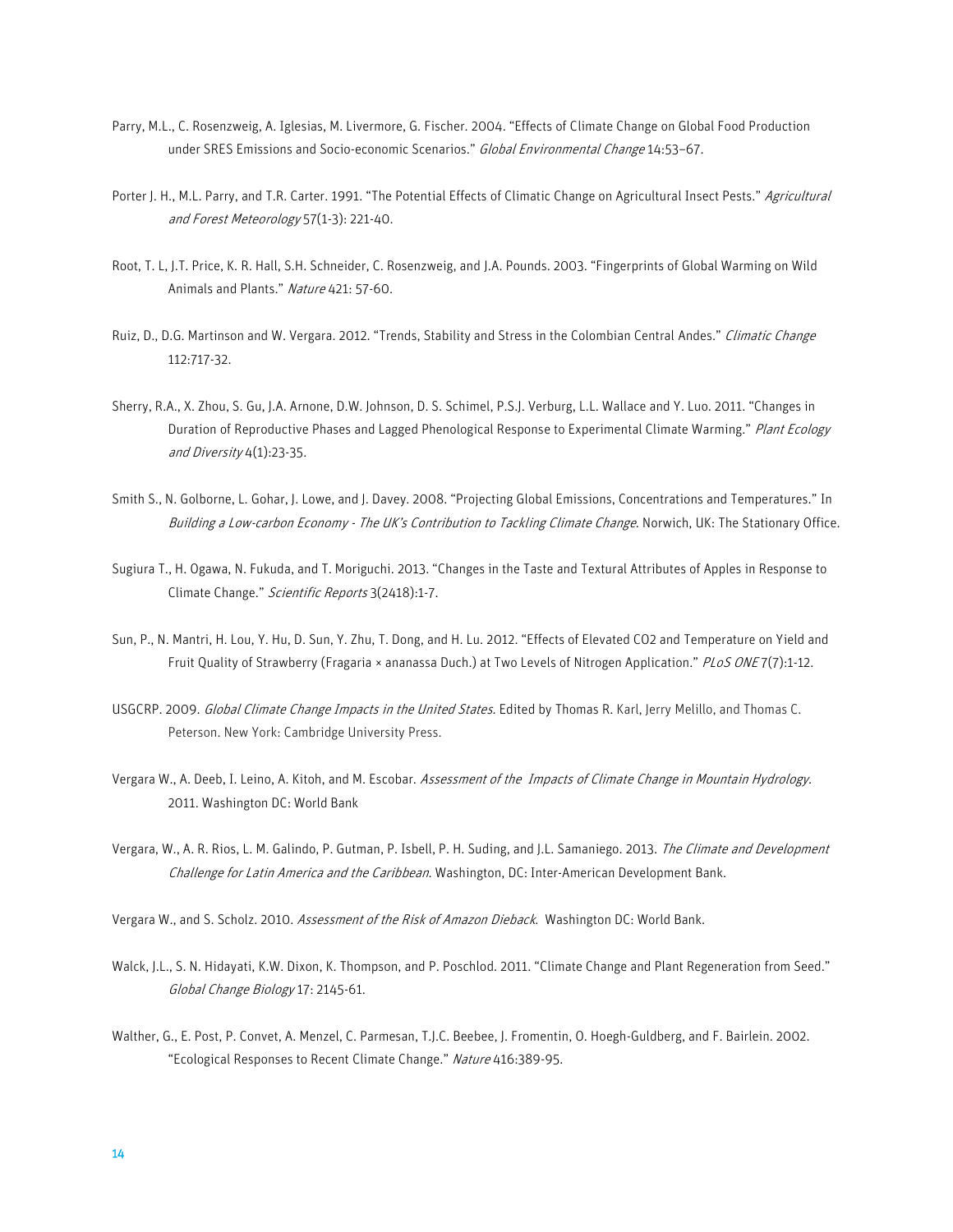Parry, M.L., C. Rosenzweig, A. Iglesias, M. Livermore, G. Fischer. 2004. “Effects of Climate Change on Global Food Production under SRES Emissions and Socio-economic Scenarios.” *Global Environmental Change* 14:53–67.

Porter J. H., M.L. Parry, and T.R. Carter. 1991. “The Potential Effects of Climatic Change on Agricultural Insect Pests.” *Agricultural and Forest Meteorology* 57(1-3): 221-40.

Root, T. L, J.T. Price, K. R. Hall, S.H. Schneider, C. Rosenzweig, and J.A. Pounds. 2003. “Fingerprints of Global Warming on Wild Animals and Plants.” *Nature* 421: 57-60.

Ruiz, D., D.G. Martinson and W. Vergara. 2012. “Trends, Stability and Stress in the Colombian Central Andes.” *Climatic Change* 112:717-32.

Sherry, R.A., X. Zhou, S. Gu, J.A. Arnone, D.W. Johnson, D. S. Schimel, P.S.J. Verburg, L.L. Wallace and Y. Luo. 2011. “Changes in Duration of Reproductive Phases and Lagged Phenological Response to Experimental Climate Warming.” *Plant Ecology and Diversity* 4(1):23-35.

Smith S., N. Golborne, L. Gohar, J. Lowe, and J. Davey. 2008. “Projecting Global Emissions, Concentrations and Temperatures.” In *Building a Low-carbon Economy - The UK's Contribution to Tackling Climate Change*. Norwich, UK: The Stationary Office.

Sugiura T., H. Ogawa, N. Fukuda, and T. Moriguchi. 2013. “Changes in the Taste and Textural Attributes of Apples in Response to Climate Change.” *Scientific Reports* 3(2418):1-7.

Sun, P., N. Mantri, H. Lou, Y. Hu, D. Sun, Y. Zhu, T. Dong, and H. Lu. 2012. “Effects of Elevated CO2 and Temperature on Yield and Fruit Quality of Strawberry (Fragaria × ananassa Duch.) at Two Levels of Nitrogen Application.” *PLoS ONE* 7(7):1-12.

USGCRP. 2009. *Global Climate Change Impacts in the United States*. Edited by Thomas R. Karl, Jerry Melillo, and Thomas C. Peterson. New York: Cambridge University Press.

Vergara W., A. Deeb, I. Leino, A. Kitoh, and M. Escobar. *Assessment of the Impacts of Climate Change in Mountain Hydrology*. 2011. Washington DC: World Bank

Vergara, W., A. R. Rios, L. M. Galindo, P. Gutman, P. Isbell, P. H. Suding, and J.L. Samaniego. 2013. *The Climate and Development Challenge for Latin America and the Caribbean*. Washington, DC: Inter-American Development Bank.

Vergara W., and S. Scholz. 2010. *Assessment of the Risk of Amazon Dieback*. Washington DC: World Bank.

Walck, J.L., S. N. Hidayati, K.W. Dixon, K. Thompson, and P. Poschlod. 2011. “Climate Change and Plant Regeneration from Seed.” *Global Change Biology* 17: 2145-61.

Walther, G., E. Post, P. Convet, A. Menzel, C. Parmesan, T.J.C. Beebee, J. Fromentin, O. Hoegh-Guldberg, and F. Bairlein. 2002. “Ecological Responses to Recent Climate Change.” *Nature* 416:389-95.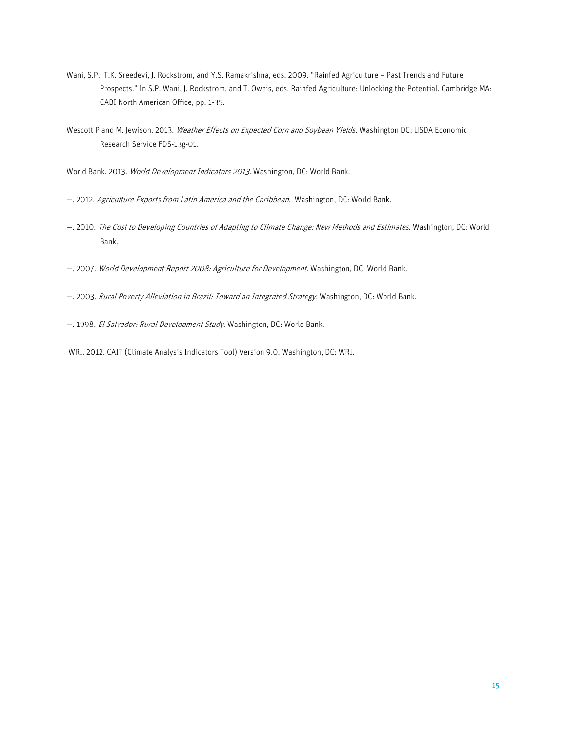Wani, S.P., T.K. Sreedevi, J. Rockstrom, and Y.S. Ramakrishna, eds. 2009. "Rainfed Agriculture – Past Trends and Future Prospects." In S.P. Wani, J. Rockstrom, and T. Oweis, eds. Rainfed Agriculture: Unlocking the Potential. Cambridge MA: CABI North American Office, pp. 1-35.

Wescott P and M. Jewison. 2013. *Weather Effects on Expected Corn and Soybean Yields*. Washington DC: USDA Economic Research Service FDS-13g-01.

World Bank. 2013. *World Development Indicators 2013*. Washington, DC: World Bank.

—. 2012. *Agriculture Exports from Latin America and the Caribbean*. Washington, DC: World Bank.

—. 2010. *The Cost to Developing Countries of Adapting to Climate Change: New Methods and Estimates*. Washington, DC: World Bank.

—. 2007. *World Development Report 2008: Agriculture for Development*. Washington, DC: World Bank.

—. 2003. *Rural Poverty Alleviation in Brazil: Toward an Integrated Strategy*. Washington, DC: World Bank.

—. 1998. *El Salvador: Rural Development Study*. Washington, DC: World Bank.

WRI. 2012. CAIT (Climate Analysis Indicators Tool) Version 9.0. Washington, DC: WRI.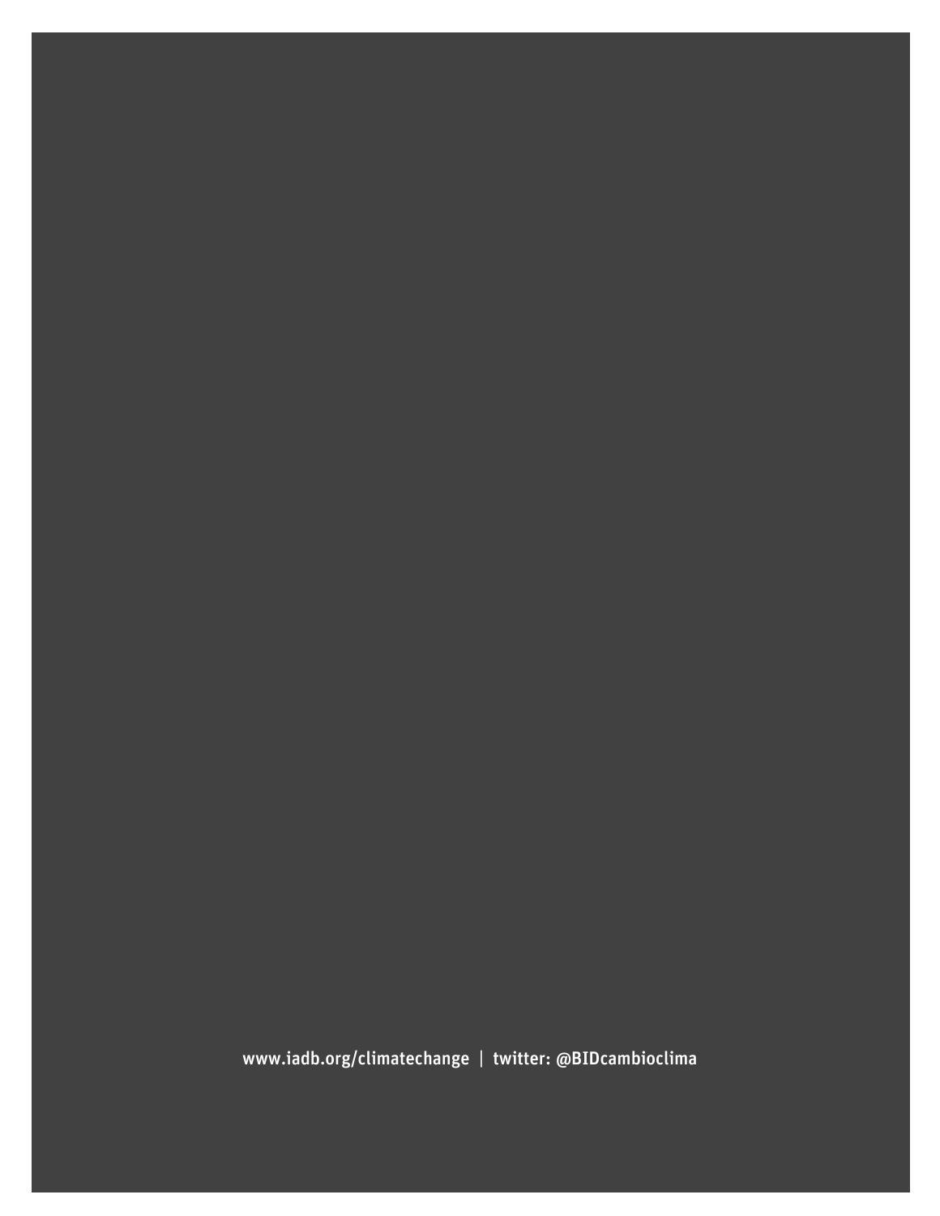www.iadb.org/climatechange | twitter: @BIDcambioclima